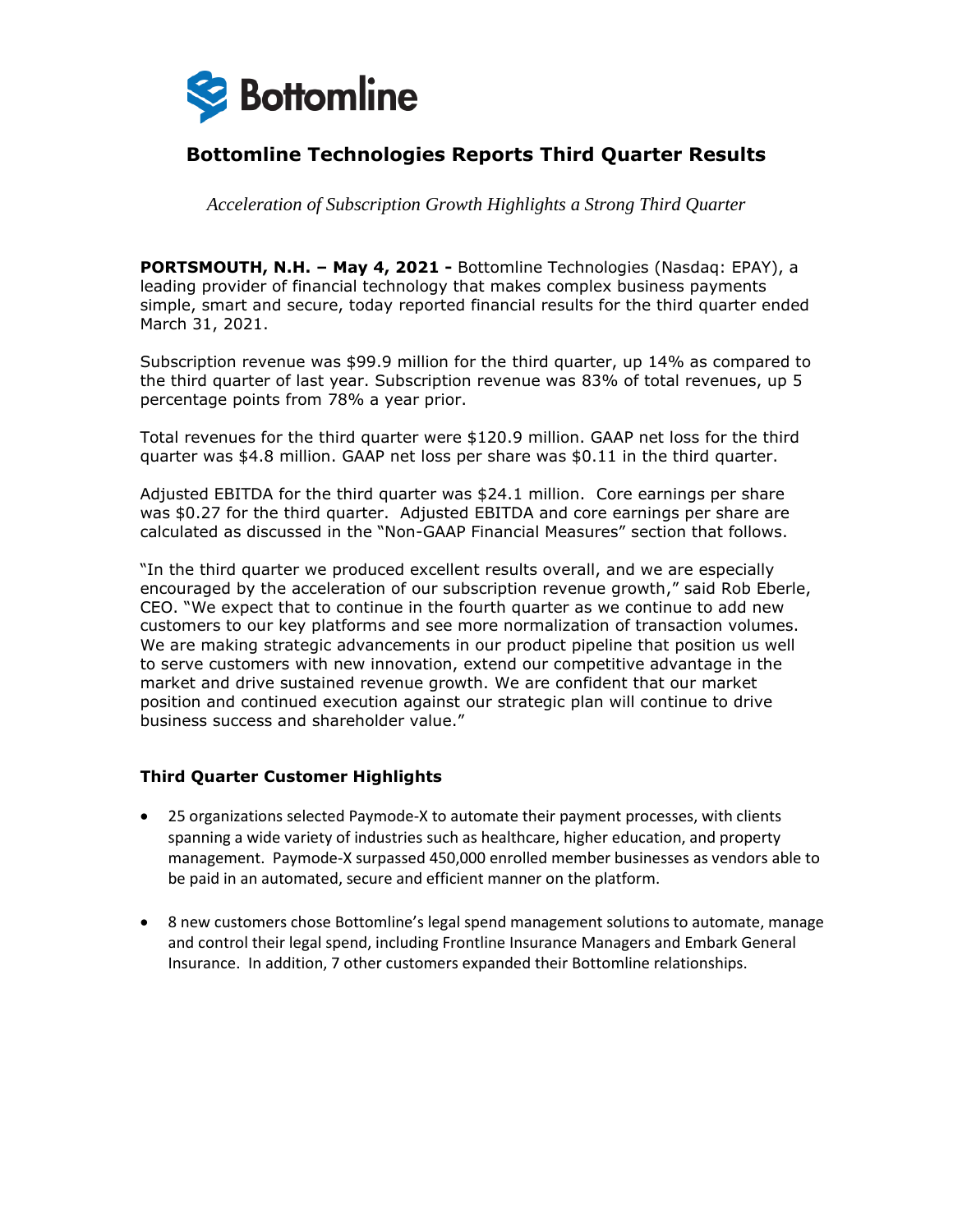# Bottomline Technologies Reports Third Quarter Results

*Acceleration of Subscription Growth Highlights a Strong Third Quarter*

**PORTSMOUTH, N.H. – May 4, 2021 -** Bottomline Technologies (Nasdaq: EPAY), a leading provider of financial technology that makes complex business payments simple, smart and secure, today reported financial results for the third quarter ended March 31, 2021.

Subscription revenue was $99.9 million for the third quarter, up 14% as compared to the third quarter of last year. Subscription revenue was 83% of total revenues, up 5 percentage points from 78% a year prior.

Total revenues for the third quarter were $120.9 million. GAAP net loss for the third quarter was $4.8 million. GAAP net loss per share was $0.11 in the third quarter.

Adjusted EBITDA for the third quarter was $24.1 million. Core earnings per share was $0.27 for the third quarter. Adjusted EBITDA and core earnings per share are calculated as discussed in the "Non-GAAP Financial Measures" section that follows.

"In the third quarter we produced excellent results overall, and we are especially encouraged by the acceleration of our subscription revenue growth," said Rob Eberle, CEO. "We expect that to continue in the fourth quarter as we continue to add new customers to our key platforms and see more normalization of transaction volumes. We are making strategic advancements in our product pipeline that position us well to serve customers with new innovation, extend our competitive advantage in the market and drive sustained revenue growth. We are confident that our market position and continued execution against our strategic plan will continue to drive business success and shareholder value."

### Third Quarter Customer Highlights

- 25 organizations selected Paymode-X to automate their payment processes, with clients spanning a wide variety of industries such as healthcare, higher education, and property management. Paymode-X surpassed 450,000 enrolled member businesses as vendors able to be paid in an automated, secure and efficient manner on the platform.
- 8 new customers chose Bottomline's legal spend management solutions to automate, manage and control their legal spend, including Frontline Insurance Managers and Embark General Insurance. In addition, 7 other customers expanded their Bottomline relationships.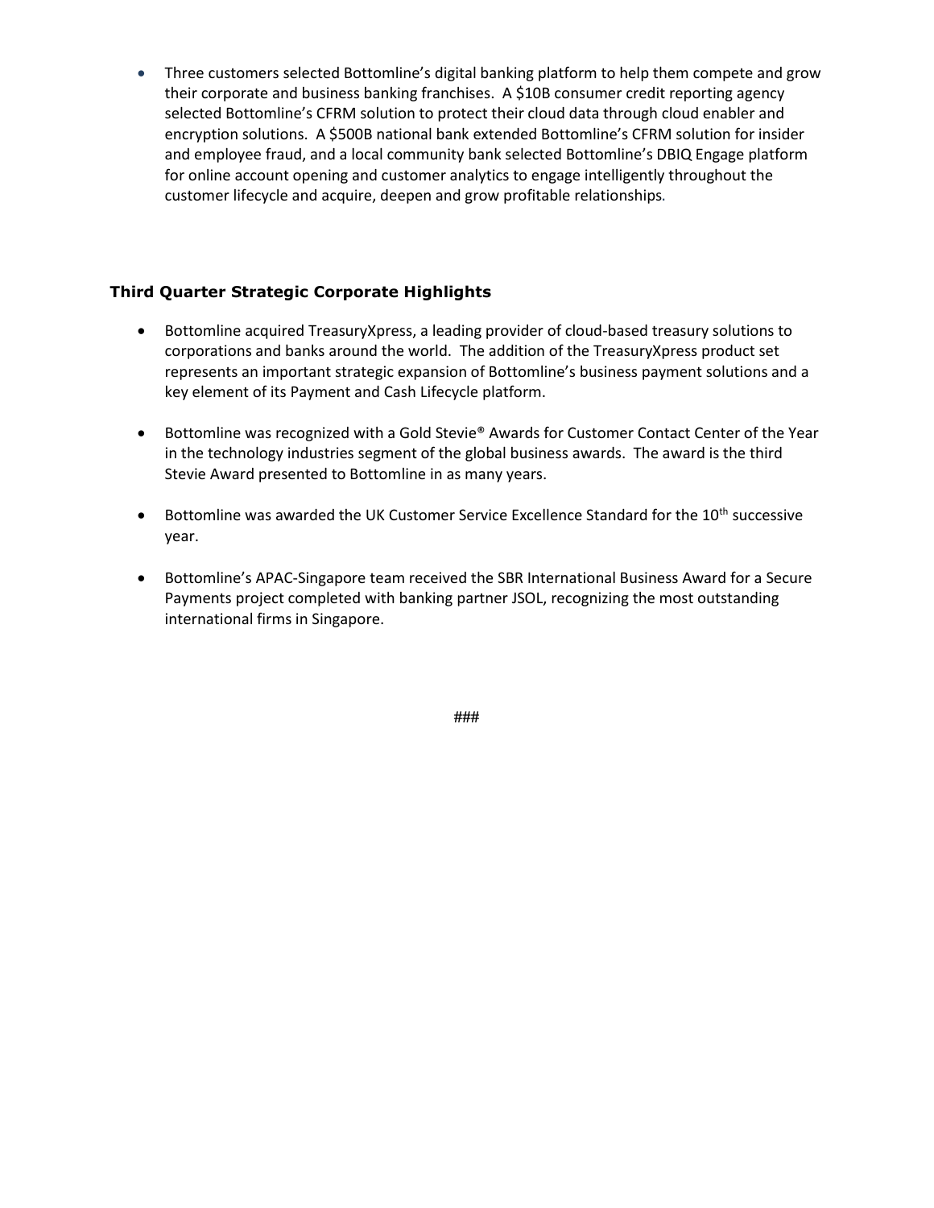- Three customers selected Bottomline's digital banking platform to help them compete and grow their corporate and business banking franchises. A $10B consumer credit reporting agency selected Bottomline's CFRM solution to protect their cloud data through cloud enabler and encryption solutions. A $500B national bank extended Bottomline's CFRM solution for insider and employee fraud, and a local community bank selected Bottomline's DBIQ Engage platform for online account opening and customer analytics to engage intelligently throughout the customer lifecycle and acquire, deepen and grow profitable relationships.

### Third Quarter Strategic Corporate Highlights

- Bottomline acquired TreasuryXpress, a leading provider of cloud-based treasury solutions to corporations and banks around the world. The addition of the TreasuryXpress product set represents an important strategic expansion of Bottomline's business payment solutions and a key element of its Payment and Cash Lifecycle platform.

- Bottomline was recognized with a Gold Stevie® Awards for Customer Contact Center of the Year in the technology industries segment of the global business awards. The award is the third Stevie Award presented to Bottomline in as many years.

- Bottomline was awarded the UK Customer Service Excellence Standard for the 10th successive year.

- Bottomline's APAC-Singapore team received the SBR International Business Award for a Secure Payments project completed with banking partner JSOL, recognizing the most outstanding international firms in Singapore.

###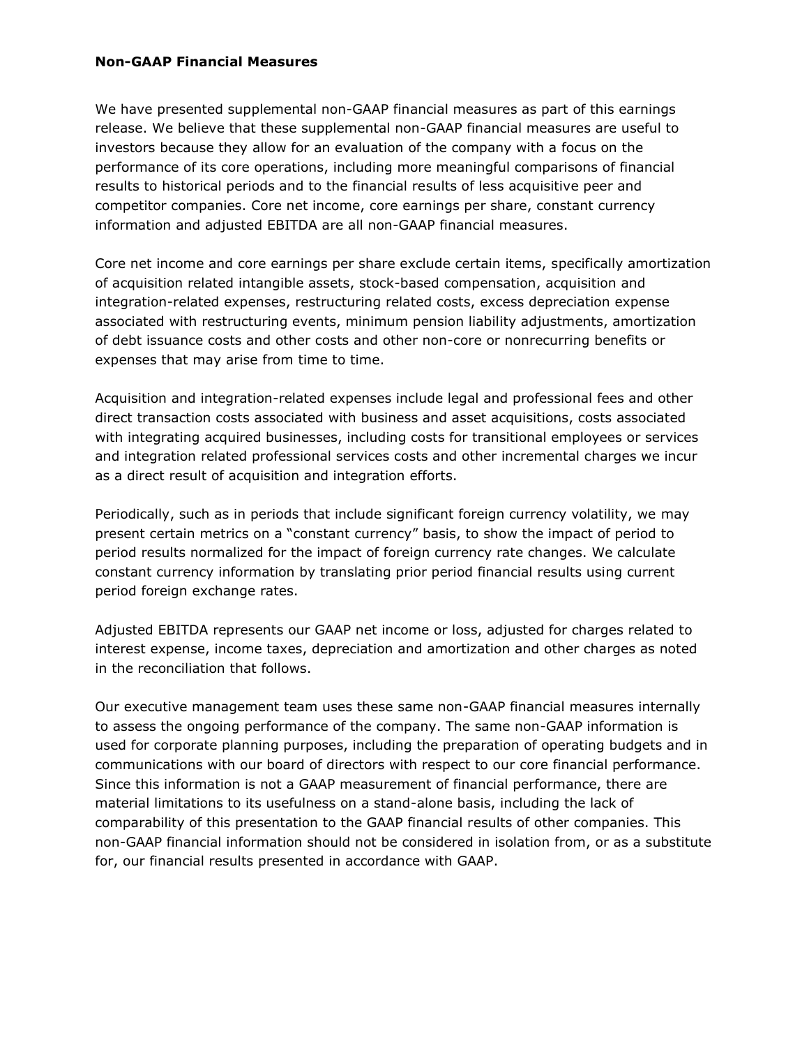**Non-GAAP Financial Measures**

We have presented supplemental non-GAAP financial measures as part of this earnings release. We believe that these supplemental non-GAAP financial measures are useful to investors because they allow for an evaluation of the company with a focus on the performance of its core operations, including more meaningful comparisons of financial results to historical periods and to the financial results of less acquisitive peer and competitor companies. Core net income, core earnings per share, constant currency information and adjusted EBITDA are all non-GAAP financial measures.

Core net income and core earnings per share exclude certain items, specifically amortization of acquisition related intangible assets, stock-based compensation, acquisition and integration-related expenses, restructuring related costs, excess depreciation expense associated with restructuring events, minimum pension liability adjustments, amortization of debt issuance costs and other costs and other non-core or nonrecurring benefits or expenses that may arise from time to time.

Acquisition and integration-related expenses include legal and professional fees and other direct transaction costs associated with business and asset acquisitions, costs associated with integrating acquired businesses, including costs for transitional employees or services and integration related professional services costs and other incremental charges we incur as a direct result of acquisition and integration efforts.

Periodically, such as in periods that include significant foreign currency volatility, we may present certain metrics on a "constant currency" basis, to show the impact of period to period results normalized for the impact of foreign currency rate changes. We calculate constant currency information by translating prior period financial results using current period foreign exchange rates.

Adjusted EBITDA represents our GAAP net income or loss, adjusted for charges related to interest expense, income taxes, depreciation and amortization and other charges as noted in the reconciliation that follows.

Our executive management team uses these same non-GAAP financial measures internally to assess the ongoing performance of the company. The same non-GAAP information is used for corporate planning purposes, including the preparation of operating budgets and in communications with our board of directors with respect to our core financial performance. Since this information is not a GAAP measurement of financial performance, there are material limitations to its usefulness on a stand-alone basis, including the lack of comparability of this presentation to the GAAP financial results of other companies. This non-GAAP financial information should not be considered in isolation from, or as a substitute for, our financial results presented in accordance with GAAP.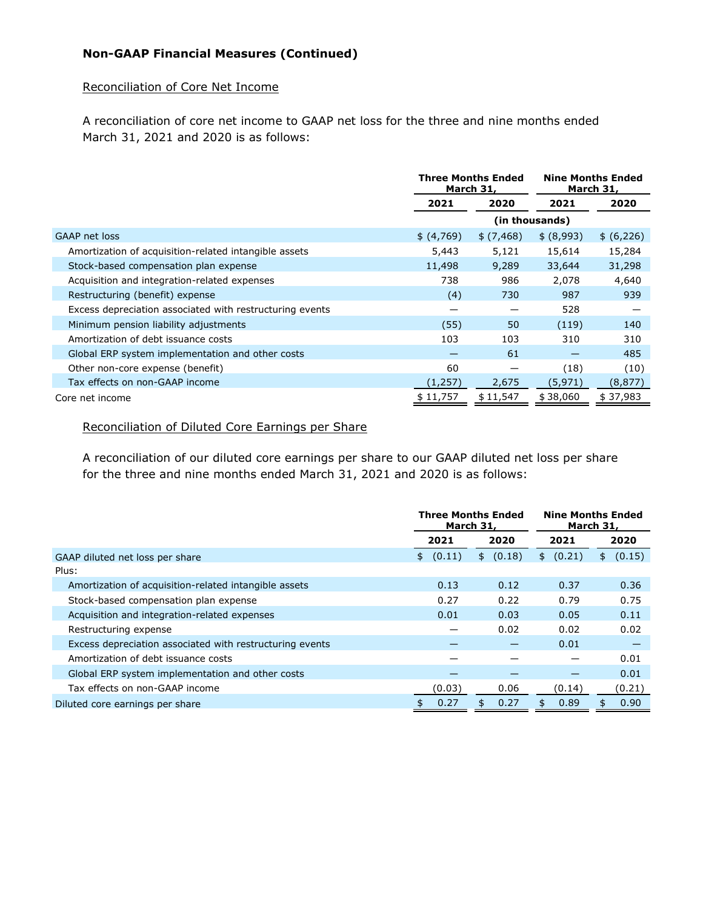### Non-GAAP Financial Measures (Continued)

Reconciliation of Core Net Income

A reconciliation of core net income to GAAP net loss for the three and nine months ended March 31, 2021 and 2020 is as follows:

| | Three Months Ended March 31, | | Nine Months Ended March 31, | |
|---|---|---|---|---|
| | 2021 | 2020 | 2021 | 2020 |
| | (in thousands) | | | |
| GAAP net loss | $ (4,769) | $ (7,468) | $ (8,993) | $ (6,226) |
| Amortization of acquisition-related intangible assets | 5,443 | 5,121 | 15,614 | 15,284 |
| Stock-based compensation plan expense | 11,498 | 9,289 | 33,644 | 31,298 |
| Acquisition and integration-related expenses | 738 | 986 | 2,078 | 4,640 |
| Restructuring (benefit) expense | (4) | 730 | 987 | 939 |
| Excess depreciation associated with restructuring events | — | — | 528 | — |
| Minimum pension liability adjustments | (55) | 50 | (119) | 140 |
| Amortization of debt issuance costs | 103 | 103 | 310 | 310 |
| Global ERP system implementation and other costs | — | 61 | — | 485 |
| Other non-core expense (benefit) | 60 | — | (18) | (10) |
| Tax effects on non-GAAP income | (1,257) | 2,675 | (5,971) | (8,877) |
| Core net income | $ 11,757 | $ 11,547 | $ 38,060 | $ 37,983 |

Reconciliation of Diluted Core Earnings per Share

A reconciliation of our diluted core earnings per share to our GAAP diluted net loss per share for the three and nine months ended March 31, 2021 and 2020 is as follows:

| | Three Months Ended March 31, | | Nine Months Ended March 31, | |
|---|---|---|---|---|
| | 2021 | 2020 | 2021 | 2020 |
| GAAP diluted net loss per share | $ (0.11) | $ (0.18) | $ (0.21) | $ (0.15) |
| Plus: | | | | |
| Amortization of acquisition-related intangible assets | 0.13 | 0.12 | 0.37 | 0.36 |
| Stock-based compensation plan expense | 0.27 | 0.22 | 0.79 | 0.75 |
| Acquisition and integration-related expenses | 0.01 | 0.03 | 0.05 | 0.11 |
| Restructuring expense | — | 0.02 | 0.02 | 0.02 |
| Excess depreciation associated with restructuring events | — | — | 0.01 | — |
| Amortization of debt issuance costs | — | — | — | 0.01 |
| Global ERP system implementation and other costs | — | — | — | 0.01 |
| Tax effects on non-GAAP income | (0.03) | 0.06 | (0.14) | (0.21) |
| Diluted core earnings per share | $ 0.27 | $ 0.27 | $ 0.89 | $ 0.90 |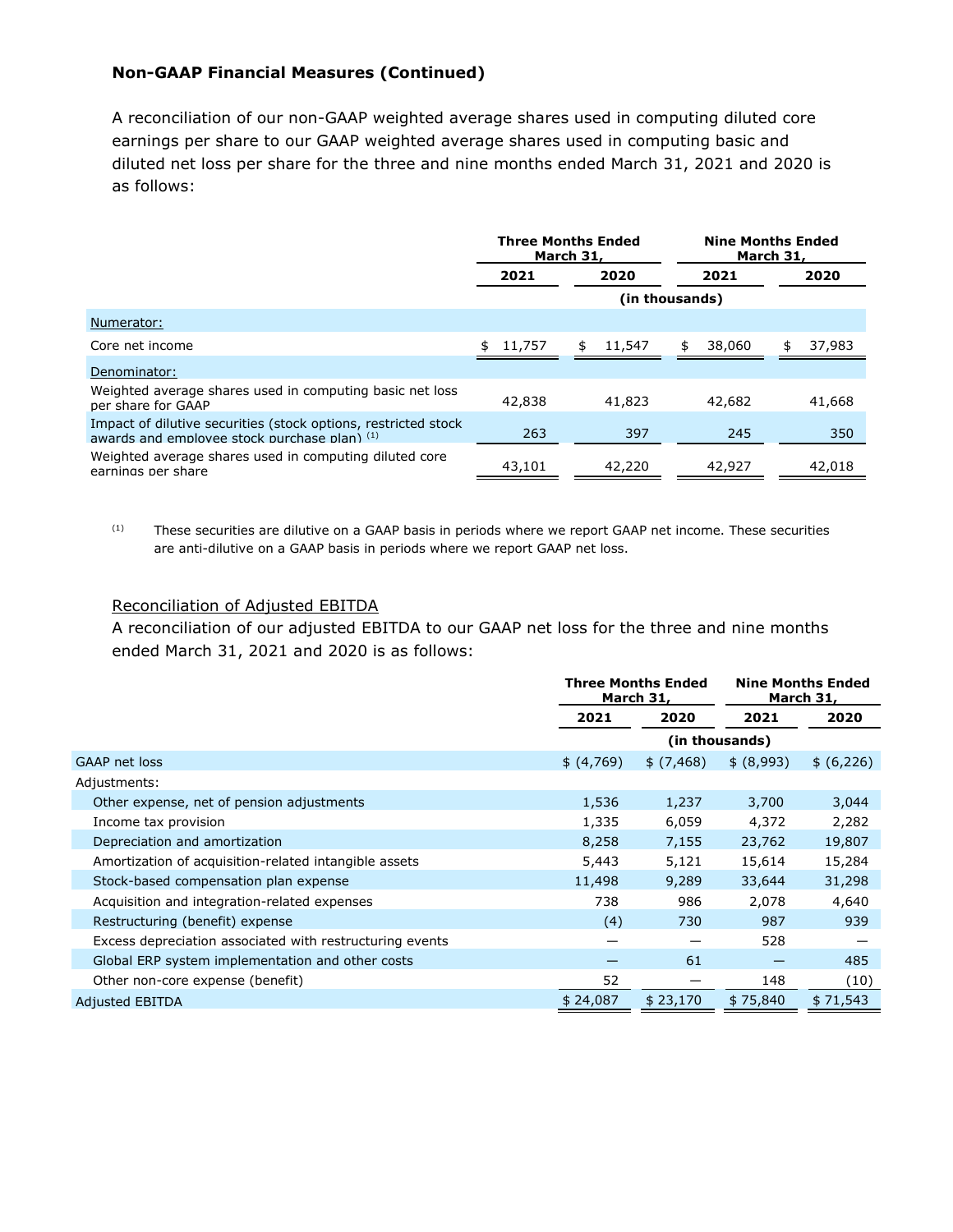### Non-GAAP Financial Measures (Continued)

A reconciliation of our non-GAAP weighted average shares used in computing diluted core earnings per share to our GAAP weighted average shares used in computing basic and diluted net loss per share for the three and nine months ended March 31, 2021 and 2020 is as follows:

| | Three Months Ended March 31, | | Nine Months Ended March 31, | |
|---|---|---|---|---|
| | 2021 | 2020 | 2021 | 2020 |
| | (in thousands) | | | |
| Numerator: | | | | |
| Core net income | $ 11,757 | $ 11,547 | $ 38,060 | $ 37,983 |
| Denominator: | | | | |
| Weighted average shares used in computing basic net loss per share for GAAP | 42,838 | 41,823 | 42,682 | 41,668 |
| Impact of dilutive securities (stock options, restricted stock awards and employee stock purchase plan) [1] | 263 | 397 | 245 | 350 |
| Weighted average shares used in computing diluted core earnings per share | 43,101 | 42,220 | 42,927 | 42,018 |

[1] These securities are dilutive on a GAAP basis in periods where we report GAAP net income. These securities are anti-dilutive on a GAAP basis in periods where we report GAAP net loss.

Reconciliation of Adjusted EBITDA

A reconciliation of our adjusted EBITDA to our GAAP net loss for the three and nine months ended March 31, 2021 and 2020 is as follows:

| | Three Months Ended March 31, | | Nine Months Ended March 31, | |
|---|---|---|---|---|
| | 2021 | 2020 | 2021 | 2020 |
| | (in thousands) | | | |
| GAAP net loss | $ (4,769) | $ (7,468) | $ (8,993) | $ (6,226) |
| Adjustments: | | | | |
| Other expense, net of pension adjustments | 1,536 | 1,237 | 3,700 | 3,044 |
| Income tax provision | 1,335 | 6,059 | 4,372 | 2,282 |
| Depreciation and amortization | 8,258 | 7,155 | 23,762 | 19,807 |
| Amortization of acquisition-related intangible assets | 5,443 | 5,121 | 15,614 | 15,284 |
| Stock-based compensation plan expense | 11,498 | 9,289 | 33,644 | 31,298 |
| Acquisition and integration-related expenses | 738 | 986 | 2,078 | 4,640 |
| Restructuring (benefit) expense | (4) | 730 | 987 | 939 |
| Excess depreciation associated with restructuring events | — | — | 528 | — |
| Global ERP system implementation and other costs | — | 61 | — | 485 |
| Other non-core expense (benefit) | 52 | — | 148 | (10) |
| Adjusted EBITDA | $ 24,087 | $ 23,170 | $ 75,840 | $ 71,543 |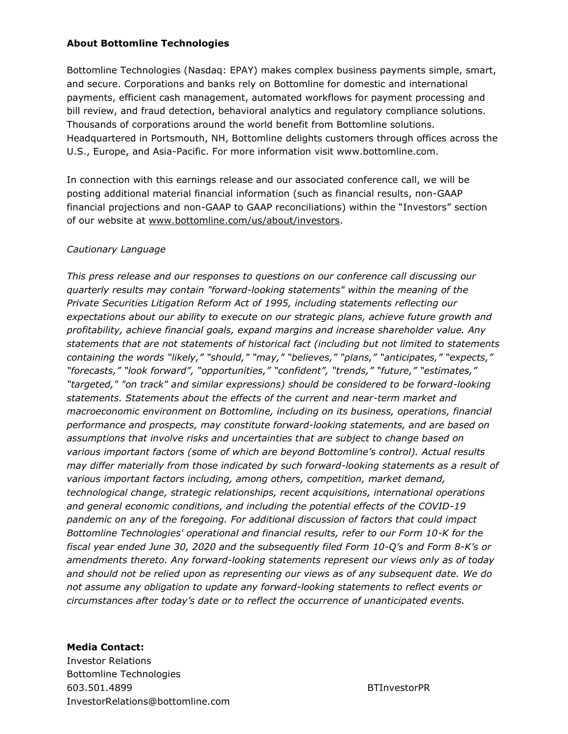**About Bottomline Technologies**

Bottomline Technologies (Nasdaq: EPAY) makes complex business payments simple, smart, and secure. Corporations and banks rely on Bottomline for domestic and international payments, efficient cash management, automated workflows for payment processing and bill review, and fraud detection, behavioral analytics and regulatory compliance solutions. Thousands of corporations around the world benefit from Bottomline solutions. Headquartered in Portsmouth, NH, Bottomline delights customers through offices across the U.S., Europe, and Asia-Pacific. For more information visit www.bottomline.com.

In connection with this earnings release and our associated conference call, we will be posting additional material financial information (such as financial results, non-GAAP financial projections and non-GAAP to GAAP reconciliations) within the "Investors" section of our website at www.bottomline.com/us/about/investors.

*Cautionary Language*

*This press release and our responses to questions on our conference call discussing our quarterly results may contain "forward-looking statements" within the meaning of the Private Securities Litigation Reform Act of 1995, including statements reflecting our expectations about our ability to execute on our strategic plans, achieve future growth and profitability, achieve financial goals, expand margins and increase shareholder value. Any statements that are not statements of historical fact (including but not limited to statements containing the words "likely," "should," "may," "believes," "plans," "anticipates," "expects," "forecasts," "look forward", "opportunities," "confident", "trends," "future," "estimates," "targeted," "on track" and similar expressions) should be considered to be forward-looking statements. Statements about the effects of the current and near-term market and macroeconomic environment on Bottomline, including on its business, operations, financial performance and prospects, may constitute forward-looking statements, and are based on assumptions that involve risks and uncertainties that are subject to change based on various important factors (some of which are beyond Bottomline's control). Actual results may differ materially from those indicated by such forward-looking statements as a result of various important factors including, among others, competition, market demand, technological change, strategic relationships, recent acquisitions, international operations and general economic conditions, and including the potential effects of the COVID-19 pandemic on any of the foregoing. For additional discussion of factors that could impact Bottomline Technologies' operational and financial results, refer to our Form 10-K for the fiscal year ended June 30, 2020 and the subsequently filed Form 10-Q's and Form 8-K's or amendments thereto. Any forward-looking statements represent our views only as of today and should not be relied upon as representing our views as of any subsequent date. We do not assume any obligation to update any forward-looking statements to reflect events or circumstances after today's date or to reflect the occurrence of unanticipated events.*

**Media Contact:**
Investor Relations
Bottomline Technologies
603.501.4899
InvestorRelations@bottomline.com

BTInvestorPR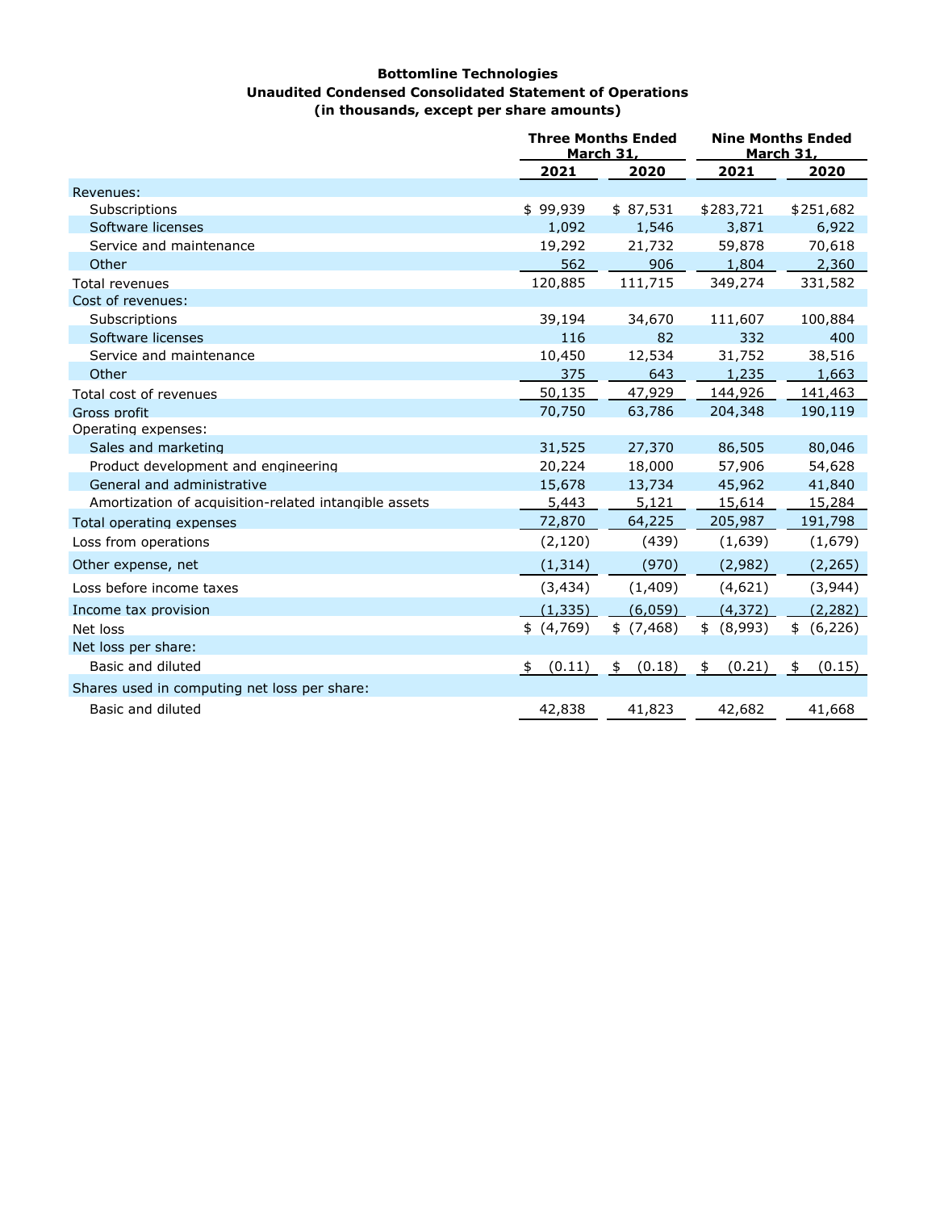**Bottomline Technologies**
**Unaudited Condensed Consolidated Statement of Operations**
**(in thousands, except per share amounts)**

| | Three Months Ended March 31, | | Nine Months Ended March 31, | |
|---|---|---|---|---|
| | 2021 | 2020 | 2021 | 2020 |
| Revenues: | | | | |
| Subscriptions | $ 99,939 | $ 87,531 | $283,721 | $251,682 |
| Software licenses | 1,092 | 1,546 | 3,871 | 6,922 |
| Service and maintenance | 19,292 | 21,732 | 59,878 | 70,618 |
| Other | 562 | 906 | 1,804 | 2,360 |
| Total revenues | 120,885 | 111,715 | 349,274 | 331,582 |
| Cost of revenues: | | | | |
| Subscriptions | 39,194 | 34,670 | 111,607 | 100,884 |
| Software licenses | 116 | 82 | 332 | 400 |
| Service and maintenance | 10,450 | 12,534 | 31,752 | 38,516 |
| Other | 375 | 643 | 1,235 | 1,663 |
| Total cost of revenues | 50,135 | 47,929 | 144,926 | 141,463 |
| Gross profit | 70,750 | 63,786 | 204,348 | 190,119 |
| Operating expenses: | | | | |
| Sales and marketing | 31,525 | 27,370 | 86,505 | 80,046 |
| Product development and engineering | 20,224 | 18,000 | 57,906 | 54,628 |
| General and administrative | 15,678 | 13,734 | 45,962 | 41,840 |
| Amortization of acquisition-related intangible assets | 5,443 | 5,121 | 15,614 | 15,284 |
| Total operating expenses | 72,870 | 64,225 | 205,987 | 191,798 |
| Loss from operations | (2,120) | (439) | (1,639) | (1,679) |
| Other expense, net | (1,314) | (970) | (2,982) | (2,265) |
| Loss before income taxes | (3,434) | (1,409) | (4,621) | (3,944) |
| Income tax provision | (1,335) | (6,059) | (4,372) | (2,282) |
| Net loss | $ (4,769) | $ (7,468) | $ (8,993) | $ (6,226) |
| Net loss per share: | | | | |
| Basic and diluted | $ (0.11) | $ (0.18) | $ (0.21) | $ (0.15) |
| Shares used in computing net loss per share: | | | | |
| Basic and diluted | 42,838 | 41,823 | 42,682 | 41,668 |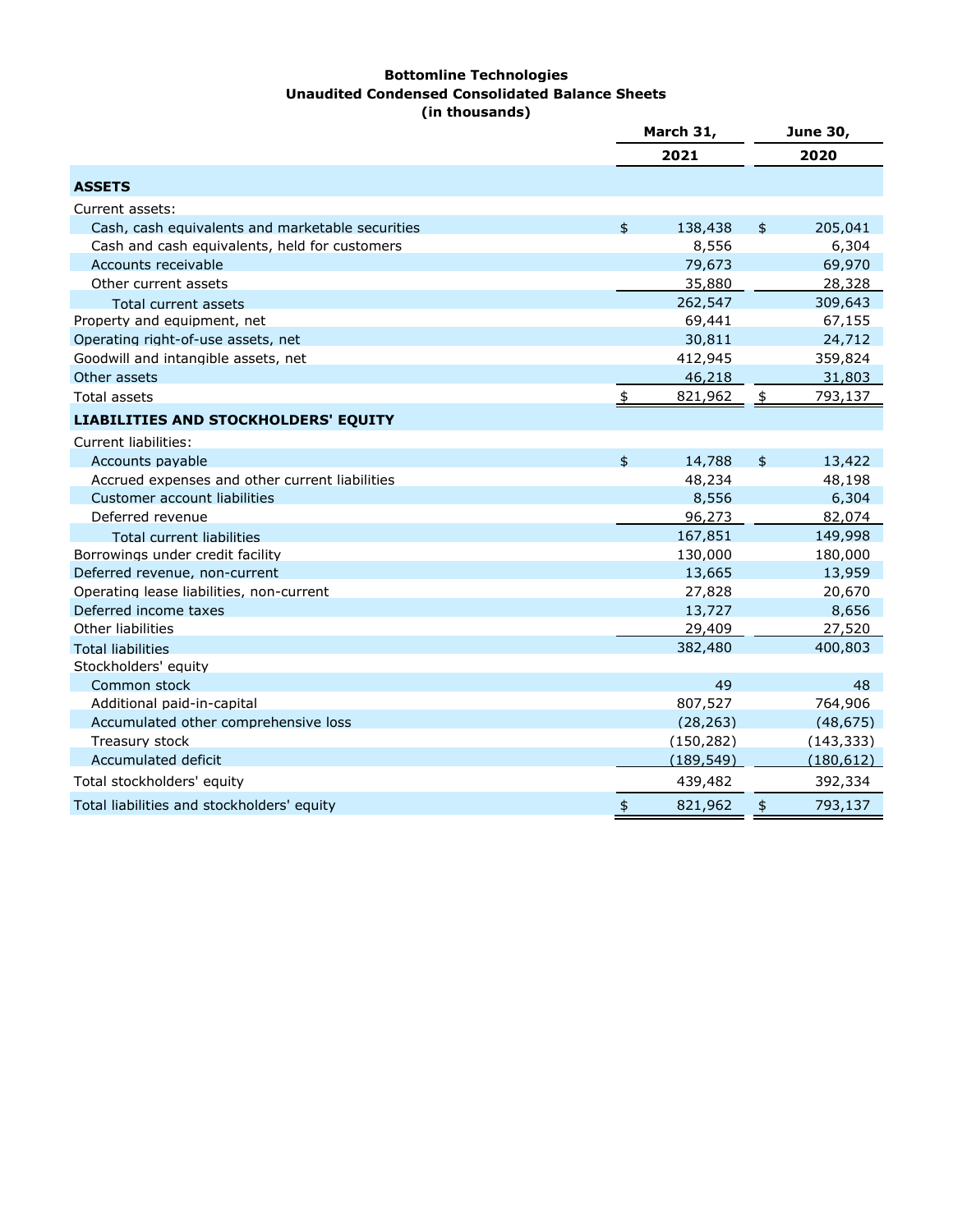**Bottomline Technologies**
**Unaudited Condensed Consolidated Balance Sheets**
**(in thousands)**

| | March 31, 2021 | June 30, 2020 |
|---|---|---|
| **ASSETS** | | |
| Current assets: | | |
| Cash, cash equivalents and marketable securities | $ 138,438 | $ 205,041 |
| Cash and cash equivalents, held for customers | 8,556 | 6,304 |
| Accounts receivable | 79,673 | 69,970 |
| Other current assets | 35,880 | 28,328 |
| Total current assets | 262,547 | 309,643 |
| Property and equipment, net | 69,441 | 67,155 |
| Operating right-of-use assets, net | 30,811 | 24,712 |
| Goodwill and intangible assets, net | 412,945 | 359,824 |
| Other assets | 46,218 | 31,803 |
| Total assets | $ 821,962 | $ 793,137 |
| **LIABILITIES AND STOCKHOLDERS' EQUITY** | | |
| Current liabilities: | | |
| Accounts payable | $ 14,788 | $ 13,422 |
| Accrued expenses and other current liabilities | 48,234 | 48,198 |
| Customer account liabilities | 8,556 | 6,304 |
| Deferred revenue | 96,273 | 82,074 |
| Total current liabilities | 167,851 | 149,998 |
| Borrowings under credit facility | 130,000 | 180,000 |
| Deferred revenue, non-current | 13,665 | 13,959 |
| Operating lease liabilities, non-current | 27,828 | 20,670 |
| Deferred income taxes | 13,727 | 8,656 |
| Other liabilities | 29,409 | 27,520 |
| Total liabilities | 382,480 | 400,803 |
| Stockholders' equity | | |
| Common stock | 49 | 48 |
| Additional paid-in-capital | 807,527 | 764,906 |
| Accumulated other comprehensive loss | (28,263) | (48,675) |
| Treasury stock | (150,282) | (143,333) |
| Accumulated deficit | (189,549) | (180,612) |
| Total stockholders' equity | 439,482 | 392,334 |
| Total liabilities and stockholders' equity | $ 821,962 | $ 793,137 |